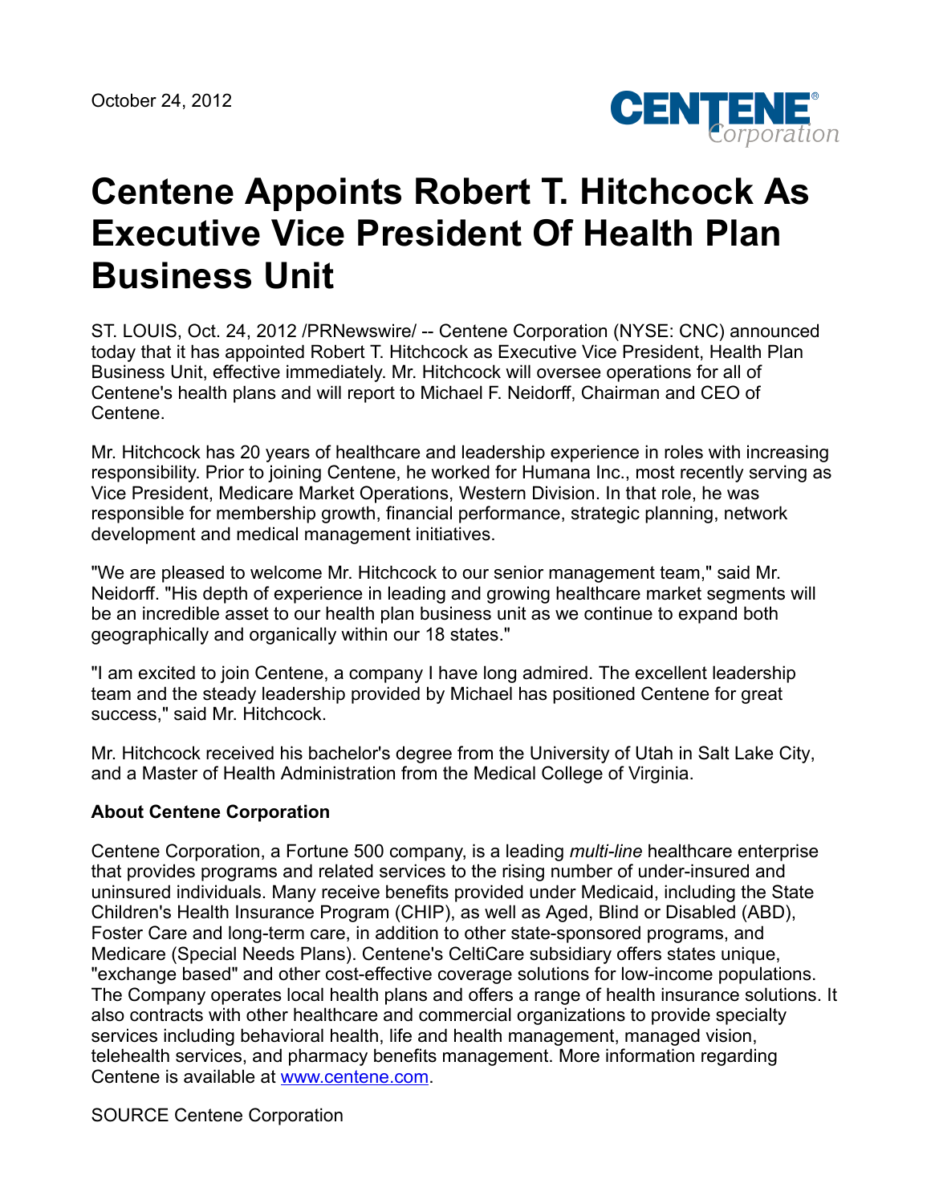October 24, 2012

# Centene Appoints Robert T. Hitchcock As Executive Vice President Of Health Plan Business Unit

ST. LOUIS, Oct. 24, 2012 /PRNewswire/ -- Centene Corporation (NYSE: CNC) announced today that it has appointed Robert T. Hitchcock as Executive Vice President, Health Plan Business Unit, effective immediately. Mr. Hitchcock will oversee operations for all of Centene's health plans and will report to Michael F. Neidorff, Chairman and CEO of Centene.

Mr. Hitchcock has 20 years of healthcare and leadership experience in roles with increasing responsibility. Prior to joining Centene, he worked for Humana Inc., most recently serving as Vice President, Medicare Market Operations, Western Division. In that role, he was responsible for membership growth, financial performance, strategic planning, network development and medical management initiatives.

"We are pleased to welcome Mr. Hitchcock to our senior management team," said Mr. Neidorff. "His depth of experience in leading and growing healthcare market segments will be an incredible asset to our health plan business unit as we continue to expand both geographically and organically within our 18 states."

"I am excited to join Centene, a company I have long admired. The excellent leadership team and the steady leadership provided by Michael has positioned Centene for great success," said Mr. Hitchcock.

Mr. Hitchcock received his bachelor's degree from the University of Utah in Salt Lake City, and a Master of Health Administration from the Medical College of Virginia.

**About Centene Corporation**

Centene Corporation, a Fortune 500 company, is a leading *multi-line* healthcare enterprise that provides programs and related services to the rising number of under-insured and uninsured individuals. Many receive benefits provided under Medicaid, including the State Children's Health Insurance Program (CHIP), as well as Aged, Blind or Disabled (ABD), Foster Care and long-term care, in addition to other state-sponsored programs, and Medicare (Special Needs Plans). Centene's CeltiCare subsidiary offers states unique, "exchange based" and other cost-effective coverage solutions for low-income populations. The Company operates local health plans and offers a range of health insurance solutions. It also contracts with other healthcare and commercial organizations to provide specialty services including behavioral health, life and health management, managed vision, telehealth services, and pharmacy benefits management. More information regarding Centene is available at www.centene.com.

SOURCE Centene Corporation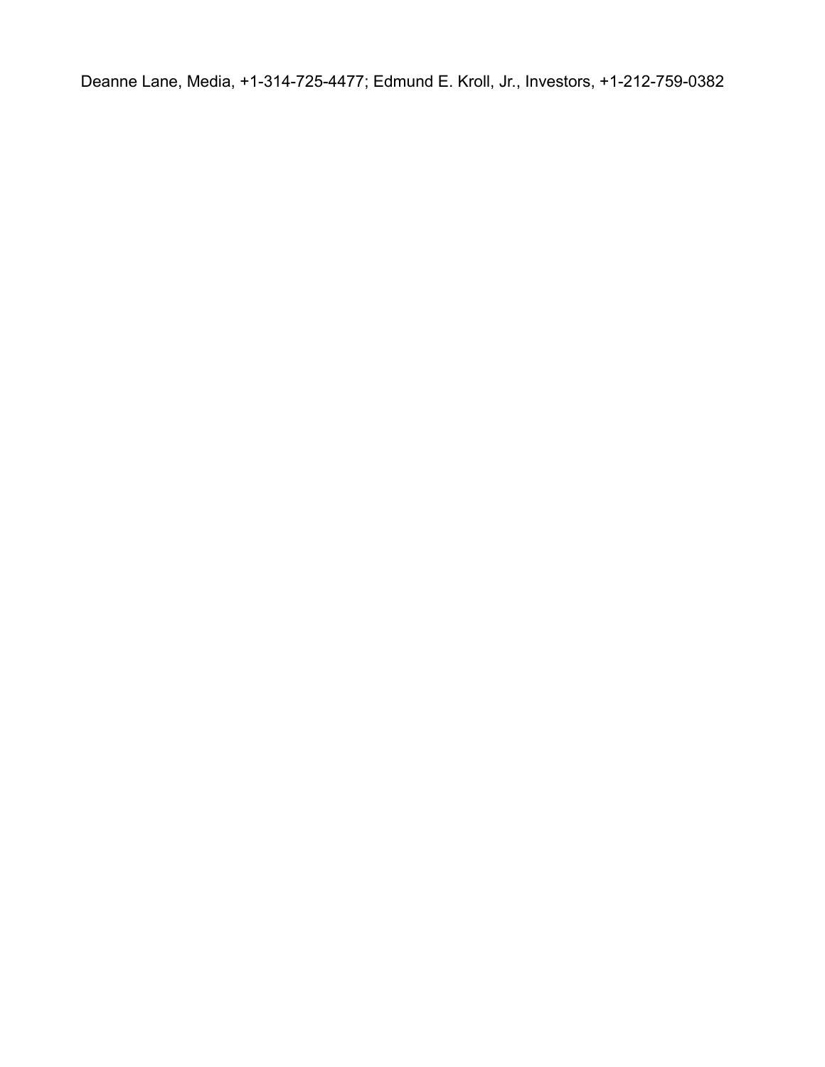Deanne Lane, Media, +1-314-725-4477; Edmund E. Kroll, Jr., Investors, +1-212-759-0382